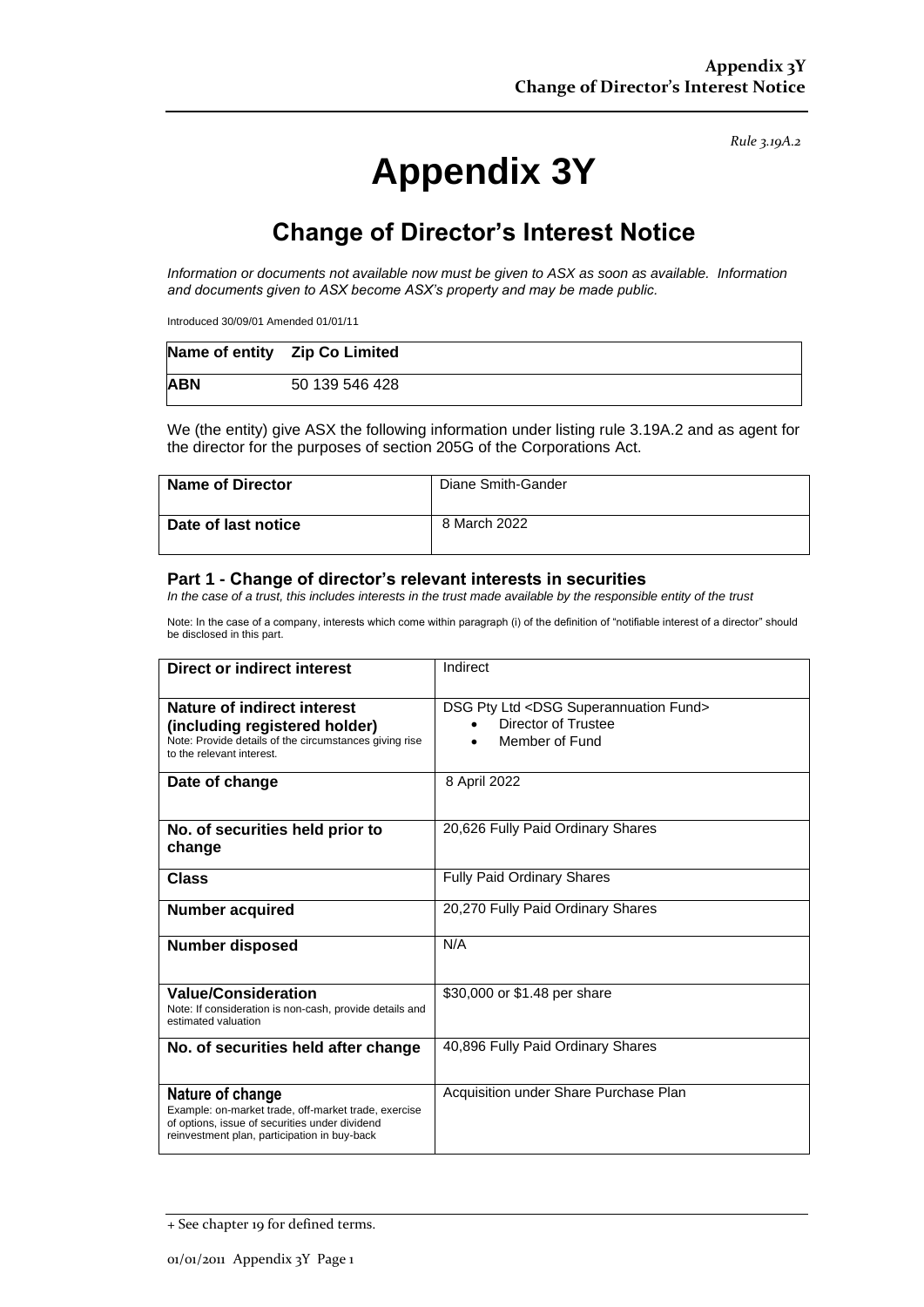*Rule 3.19A.2*

# Appendix 3Y

## Change of Director's Interest Notice

*Information or documents not available now must be given to ASX as soon as available. Information and documents given to ASX become ASX's property and may be made public.*

Introduced 30/09/01 Amended 01/01/11

| **Name of entity** | **Zip Co Limited** |
|---|---|
| **ABN** | 50 139 546 428 |

We (the entity) give ASX the following information under listing rule 3.19A.2 and as agent for the director for the purposes of section 205G of the Corporations Act.

| **Name of Director** | Diane Smith-Gander |
|---|---|
| **Date of last notice** | 8 March 2022 |

### Part 1 - Change of director's relevant interests in securities

*In the case of a trust, this includes interests in the trust made available by the responsible entity of the trust*

Note: In the case of a company, interests which come within paragraph (i) of the definition of "notifiable interest of a director" should be disclosed in this part.

| | |
|---|---|
| **Direct or indirect interest** | Indirect |
| **Nature of indirect interest (including registered holder)** Note: Provide details of the circumstances giving rise to the relevant interest. | DSG Pty Ltd <DSG Superannuation Fund> • Director of Trustee • Member of Fund |
| **Date of change** | 8 April 2022 |
| **No. of securities held prior to change** | 20,626 Fully Paid Ordinary Shares |
| **Class** | Fully Paid Ordinary Shares |
| **Number acquired** | 20,270 Fully Paid Ordinary Shares |
| **Number disposed** | N/A |
| **Value/Consideration** Note: If consideration is non-cash, provide details and estimated valuation | $30,000 or $1.48 per share |
| **No. of securities held after change** | 40,896 Fully Paid Ordinary Shares |
| **Nature of change** Example: on-market trade, off-market trade, exercise of options, issue of securities under dividend reinvestment plan, participation in buy-back | Acquisition under Share Purchase Plan |

+ See chapter 19 for defined terms.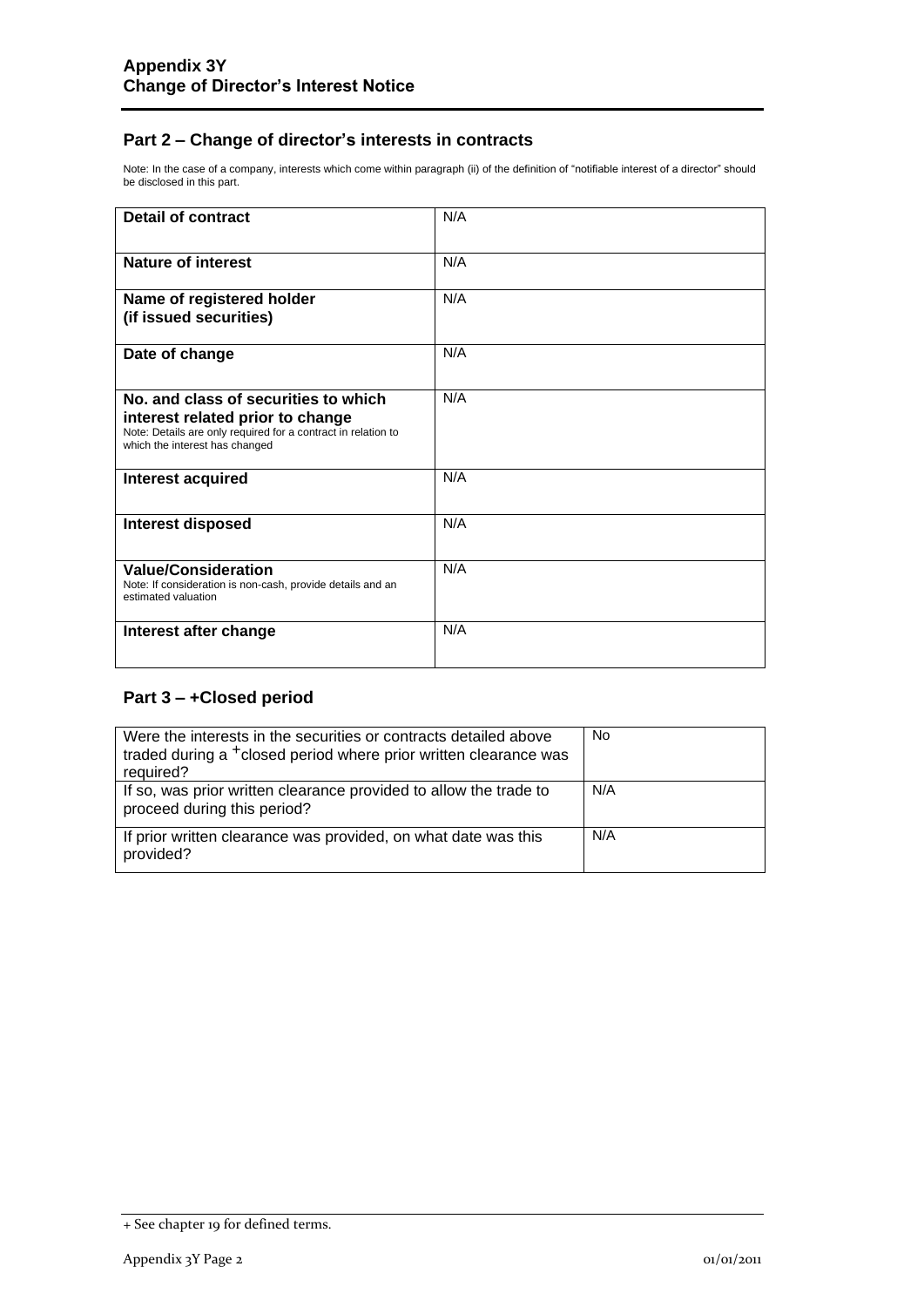## Part 2 – Change of director's interests in contracts

Note: In the case of a company, interests which come within paragraph (ii) of the definition of "notifiable interest of a director" should be disclosed in this part.

| | |
|---|---|
| **Detail of contract** | N/A |
| **Nature of interest** | N/A |
| **Name of registered holder (if issued securities)** | N/A |
| **Date of change** | N/A |
| **No. and class of securities to which interest related prior to change** Note: Details are only required for a contract in relation to which the interest has changed | N/A |
| **Interest acquired** | N/A |
| **Interest disposed** | N/A |
| **Value/Consideration** Note: If consideration is non-cash, provide details and an estimated valuation | N/A |
| **Interest after change** | N/A |

## Part 3 – +Closed period

| | |
|---|---|
| Were the interests in the securities or contracts detailed above traded during a +closed period where prior written clearance was required? | No |
| If so, was prior written clearance provided to allow the trade to proceed during this period? | N/A |
| If prior written clearance was provided, on what date was this provided? | N/A |

+ See chapter 19 for defined terms.